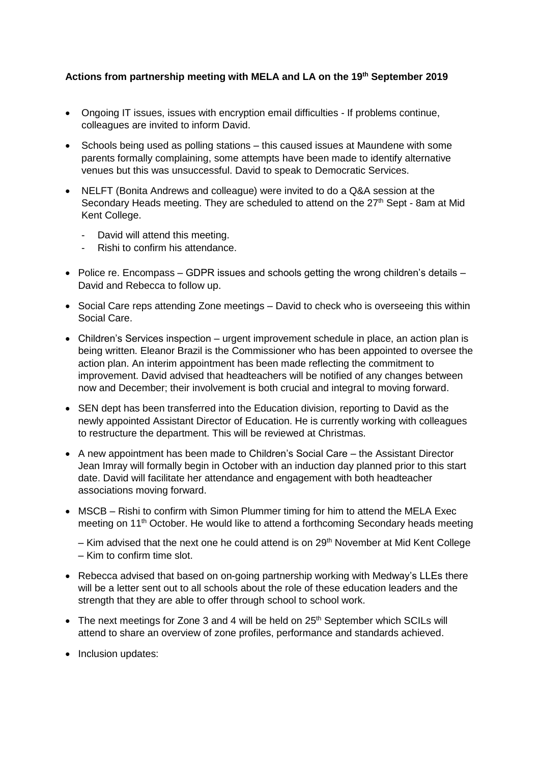**Actions from partnership meeting with MELA and LA on the 19th September 2019**

- Ongoing IT issues, issues with encryption email difficulties - If problems continue, colleagues are invited to inform David.
- Schools being used as polling stations – this caused issues at Maundene with some parents formally complaining, some attempts have been made to identify alternative venues but this was unsuccessful. David to speak to Democratic Services.
- NELFT (Bonita Andrews and colleague) were invited to do a Q&A session at the Secondary Heads meeting. They are scheduled to attend on the 27th Sept - 8am at Mid Kent College.
  - David will attend this meeting.
  - Rishi to confirm his attendance.
- Police re. Encompass – GDPR issues and schools getting the wrong children's details – David and Rebecca to follow up.
- Social Care reps attending Zone meetings – David to check who is overseeing this within Social Care.
- Children's Services inspection – urgent improvement schedule in place, an action plan is being written. Eleanor Brazil is the Commissioner who has been appointed to oversee the action plan. An interim appointment has been made reflecting the commitment to improvement. David advised that headteachers will be notified of any changes between now and December; their involvement is both crucial and integral to moving forward.
- SEN dept has been transferred into the Education division, reporting to David as the newly appointed Assistant Director of Education. He is currently working with colleagues to restructure the department. This will be reviewed at Christmas.
- A new appointment has been made to Children's Social Care – the Assistant Director Jean Imray will formally begin in October with an induction day planned prior to this start date. David will facilitate her attendance and engagement with both headteacher associations moving forward.
- MSCB – Rishi to confirm with Simon Plummer timing for him to attend the MELA Exec meeting on 11th October. He would like to attend a forthcoming Secondary heads meeting

  – Kim advised that the next one he could attend is on 29th November at Mid Kent College – Kim to confirm time slot.
- Rebecca advised that based on on-going partnership working with Medway's LLEs there will be a letter sent out to all schools about the role of these education leaders and the strength that they are able to offer through school to school work.
- The next meetings for Zone 3 and 4 will be held on 25th September which SCILs will attend to share an overview of zone profiles, performance and standards achieved.
- Inclusion updates: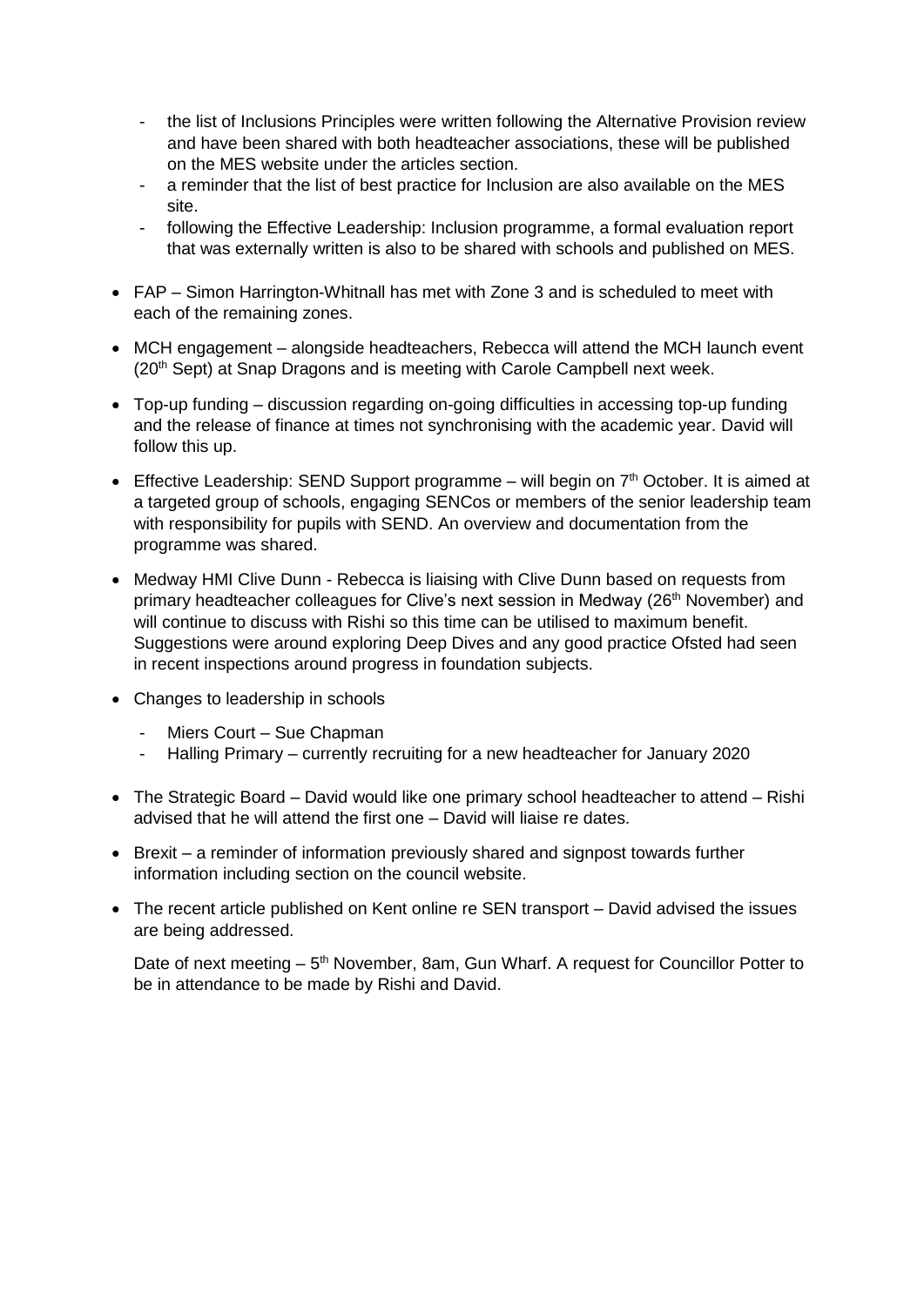- the list of Inclusions Principles were written following the Alternative Provision review and have been shared with both headteacher associations, these will be published on the MES website under the articles section.
  - a reminder that the list of best practice for Inclusion are also available on the MES site.
  - following the Effective Leadership: Inclusion programme, a formal evaluation report that was externally written is also to be shared with schools and published on MES.

- FAP – Simon Harrington-Whitnall has met with Zone 3 and is scheduled to meet with each of the remaining zones.

- MCH engagement – alongside headteachers, Rebecca will attend the MCH launch event (20th Sept) at Snap Dragons and is meeting with Carole Campbell next week.

- Top-up funding – discussion regarding on-going difficulties in accessing top-up funding and the release of finance at times not synchronising with the academic year. David will follow this up.

- Effective Leadership: SEND Support programme – will begin on 7th October. It is aimed at a targeted group of schools, engaging SENCos or members of the senior leadership team with responsibility for pupils with SEND. An overview and documentation from the programme was shared.

- Medway HMI Clive Dunn - Rebecca is liaising with Clive Dunn based on requests from primary headteacher colleagues for Clive's next session in Medway (26th November) and will continue to discuss with Rishi so this time can be utilised to maximum benefit. Suggestions were around exploring Deep Dives and any good practice Ofsted had seen in recent inspections around progress in foundation subjects.

- Changes to leadership in schools
  - Miers Court – Sue Chapman
  - Halling Primary – currently recruiting for a new headteacher for January 2020

- The Strategic Board – David would like one primary school headteacher to attend – Rishi advised that he will attend the first one – David will liaise re dates.

- Brexit – a reminder of information previously shared and signpost towards further information including section on the council website.

- The recent article published on Kent online re SEN transport – David advised the issues are being addressed.

  Date of next meeting – 5th November, 8am, Gun Wharf. A request for Councillor Potter to be in attendance to be made by Rishi and David.